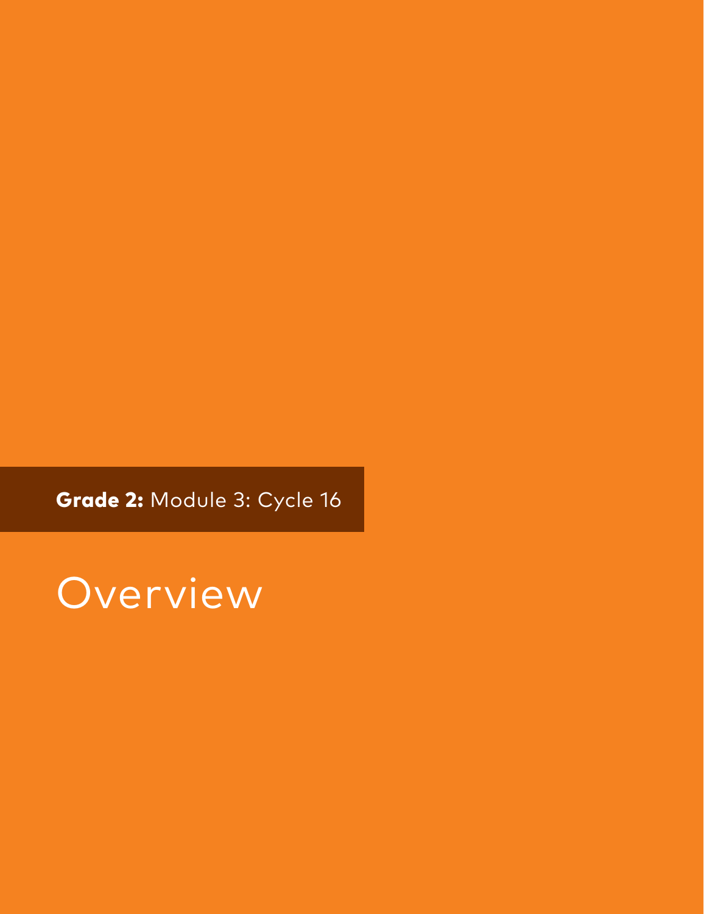**Grade 2:** Module 3: Cycle 16

# Overview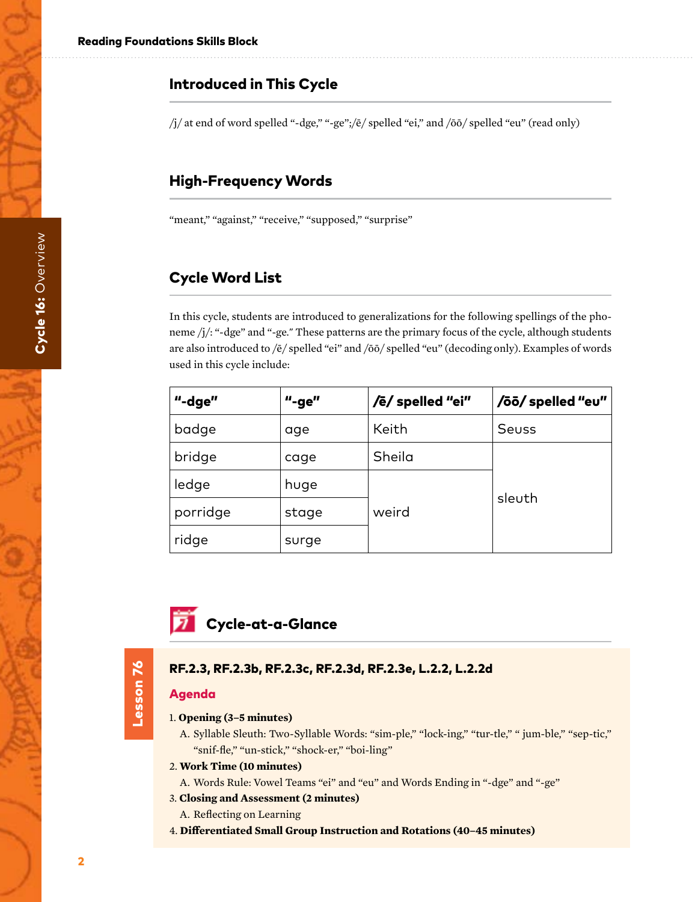## Introduced in This Cycle

/j/ at end of word spelled "-dge," "-ge";/ē/ spelled "ei," and /ōō/ spelled "eu" (read only)

## High-Frequency Words

"meant," "against," "receive," "supposed," "surprise"

## Cycle Word List

In this cycle, students are introduced to generalizations for the following spellings of the phoneme /j/: "-dge" and "-ge." These patterns are the primary focus of the cycle, although students are also introduced to /ē/ spelled "ei" and /ōō/ spelled "eu" (decoding only). Examples of words used in this cycle include:

| "-dge" | "-ge" | /ē/ spelled "ei" | /ōō/ spelled "eu" |
|---|---|---|---|
| badge | age | Keith | Seuss |
| bridge | cage | Sheila | sleuth |
| ledge | huge | weird | |
| porridge | stage | | |
| ridge | surge | | |

## Cycle-at-a-Glance

**Lesson 76**

**RF.2.3, RF.2.3b, RF.2.3c, RF.2.3d, RF.2.3e, L.2.2, L.2.2d**

**Agenda**

1. **Opening (3–5 minutes)**
   A. Syllable Sleuth: Two-Syllable Words: "sim-ple," "lock-ing," "tur-tle," " jum-ble," "sep-tic," "snif-fle," "un-stick," "shock-er," "boi-ling"
2. **Work Time (10 minutes)**
   A. Words Rule: Vowel Teams "ei" and "eu" and Words Ending in "-dge" and "-ge"
3. **Closing and Assessment (2 minutes)**
   A. Reflecting on Learning
4. **Differentiated Small Group Instruction and Rotations (40–45 minutes)**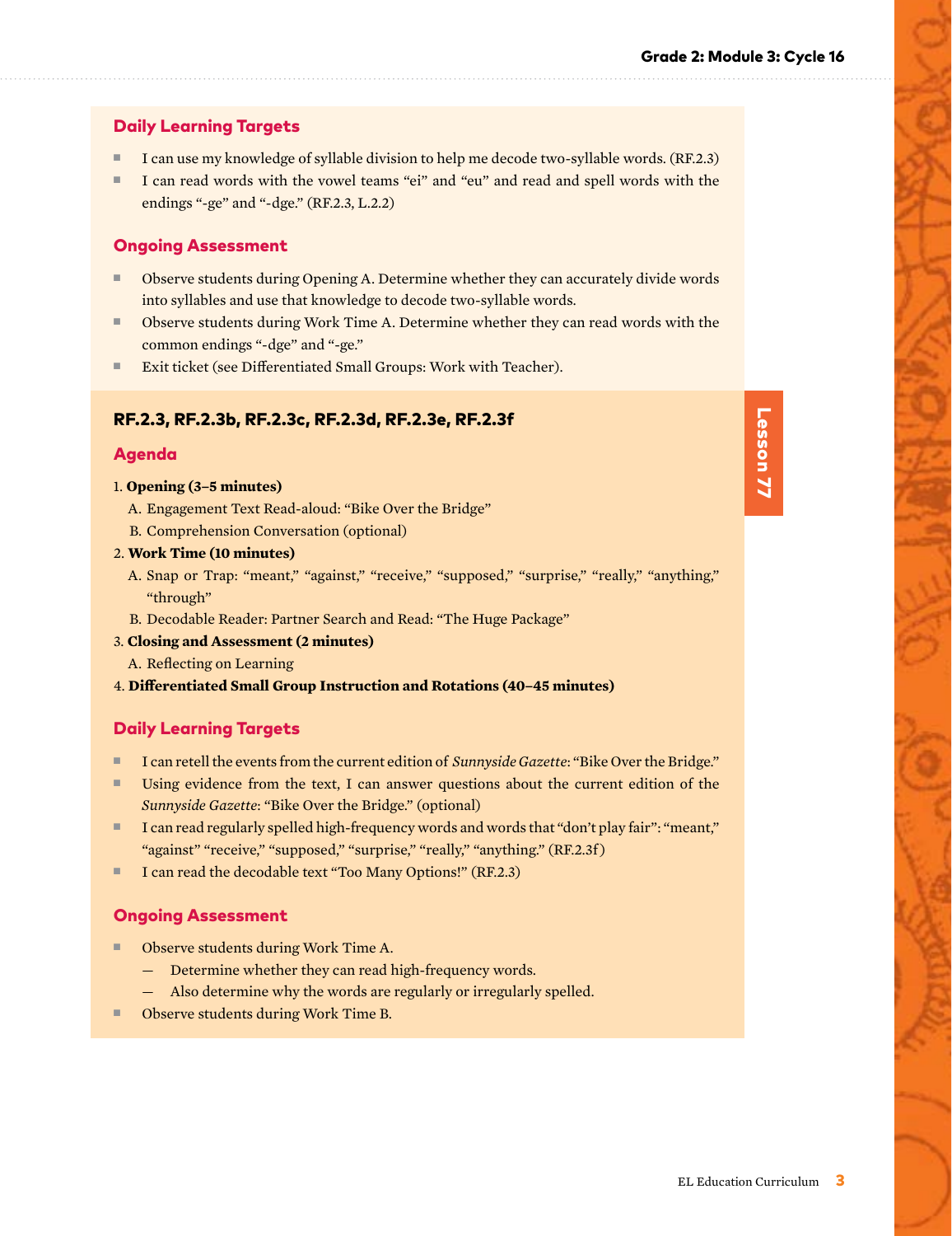### Daily Learning Targets

- I can use my knowledge of syllable division to help me decode two-syllable words. (RF.2.3)
- I can read words with the vowel teams "ei" and "eu" and read and spell words with the endings "-ge" and "-dge." (RF.2.3, L.2.2)

### Ongoing Assessment

- Observe students during Opening A. Determine whether they can accurately divide words into syllables and use that knowledge to decode two-syllable words.
- Observe students during Work Time A. Determine whether they can read words with the common endings "-dge" and "-ge."
- Exit ticket (see Differentiated Small Groups: Work with Teacher).

## Lesson 77

**RF.2.3, RF.2.3b, RF.2.3c, RF.2.3d, RF.2.3e, RF.2.3f**

### Agenda

1. **Opening (3–5 minutes)**
   A. Engagement Text Read-aloud: "Bike Over the Bridge"
   B. Comprehension Conversation (optional)
2. **Work Time (10 minutes)**
   A. Snap or Trap: "meant," "against," "receive," "supposed," "surprise," "really," "anything," "through"
   B. Decodable Reader: Partner Search and Read: "The Huge Package"
3. **Closing and Assessment (2 minutes)**
   A. Reflecting on Learning
4. **Differentiated Small Group Instruction and Rotations (40–45 minutes)**

### Daily Learning Targets

- I can retell the events from the current edition of *Sunnyside Gazette*: "Bike Over the Bridge."
- Using evidence from the text, I can answer questions about the current edition of the *Sunnyside Gazette*: "Bike Over the Bridge." (optional)
- I can read regularly spelled high-frequency words and words that "don't play fair": "meant," "against" "receive," "supposed," "surprise," "really," "anything." (RF.2.3f)
- I can read the decodable text "Too Many Options!" (RF.2.3)

### Ongoing Assessment

- Observe students during Work Time A.
  - Determine whether they can read high-frequency words.
  - Also determine why the words are regularly or irregularly spelled.
- Observe students during Work Time B.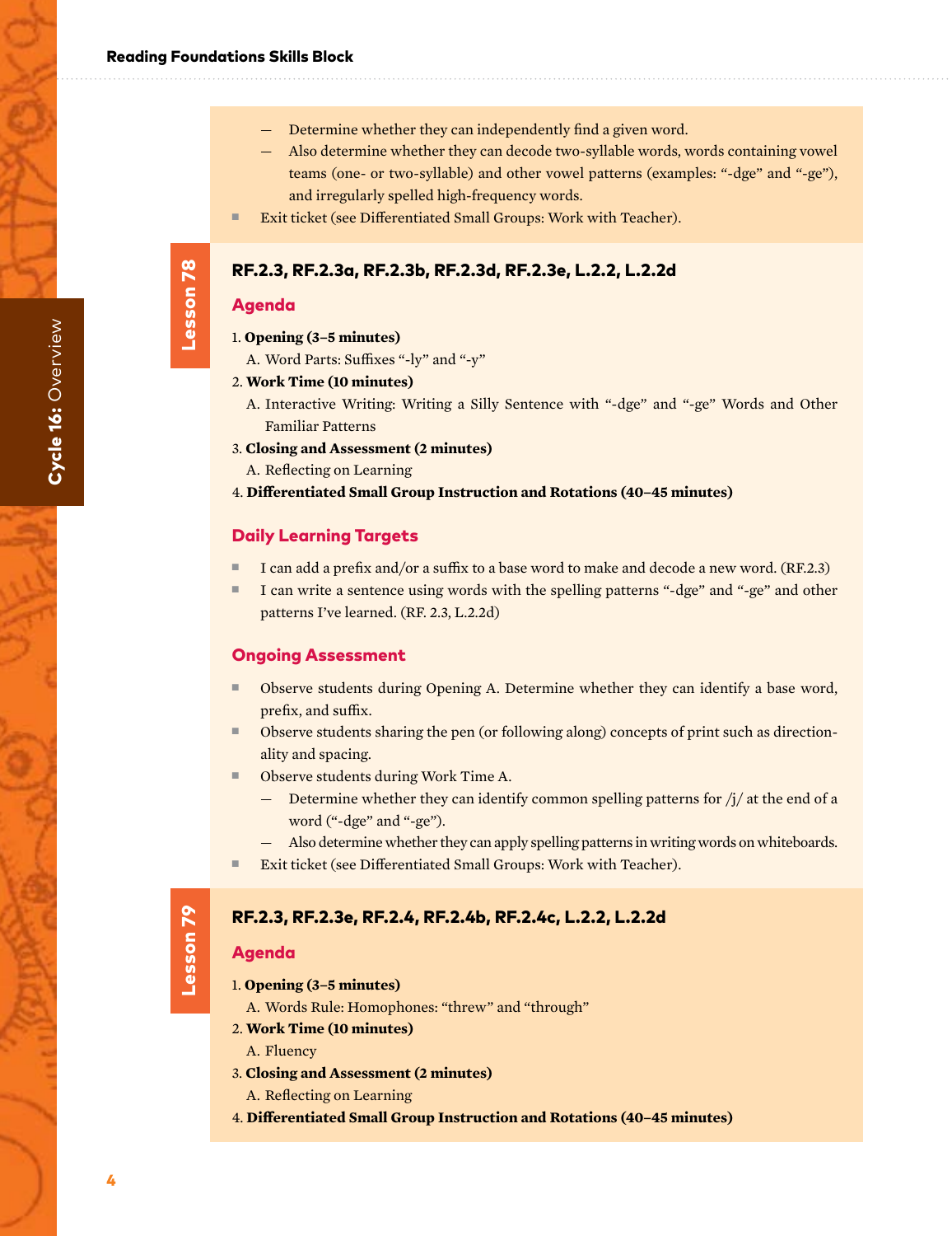- Determine whether they can independently find a given word.
  - Also determine whether they can decode two-syllable words, words containing vowel teams (one- or two-syllable) and other vowel patterns (examples: "-dge" and "-ge"), and irregularly spelled high-frequency words.
- Exit ticket (see Differentiated Small Groups: Work with Teacher).

## Lesson 78

**RF.2.3, RF.2.3a, RF.2.3b, RF.2.3d, RF.2.3e, L.2.2, L.2.2d**

### Agenda

1. **Opening (3–5 minutes)**
   A. Word Parts: Suffixes "-ly" and "-y"
2. **Work Time (10 minutes)**
   A. Interactive Writing: Writing a Silly Sentence with "-dge" and "-ge" Words and Other Familiar Patterns
3. **Closing and Assessment (2 minutes)**
   A. Reflecting on Learning
4. **Differentiated Small Group Instruction and Rotations (40–45 minutes)**

### Daily Learning Targets

- I can add a prefix and/or a suffix to a base word to make and decode a new word. (RF.2.3)
- I can write a sentence using words with the spelling patterns "-dge" and "-ge" and other patterns I've learned. (RF. 2.3, L.2.2d)

### Ongoing Assessment

- Observe students during Opening A. Determine whether they can identify a base word, prefix, and suffix.
- Observe students sharing the pen (or following along) concepts of print such as directionality and spacing.
- Observe students during Work Time A.
  - Determine whether they can identify common spelling patterns for /j/ at the end of a word ("-dge" and "-ge").
  - Also determine whether they can apply spelling patterns in writing words on whiteboards.
- Exit ticket (see Differentiated Small Groups: Work with Teacher).

## Lesson 79

**RF.2.3, RF.2.3e, RF.2.4, RF.2.4b, RF.2.4c, L.2.2, L.2.2d**

### Agenda

1. **Opening (3–5 minutes)**
   A. Words Rule: Homophones: "threw" and "through"
2. **Work Time (10 minutes)**
   A. Fluency
3. **Closing and Assessment (2 minutes)**
   A. Reflecting on Learning
4. **Differentiated Small Group Instruction and Rotations (40–45 minutes)**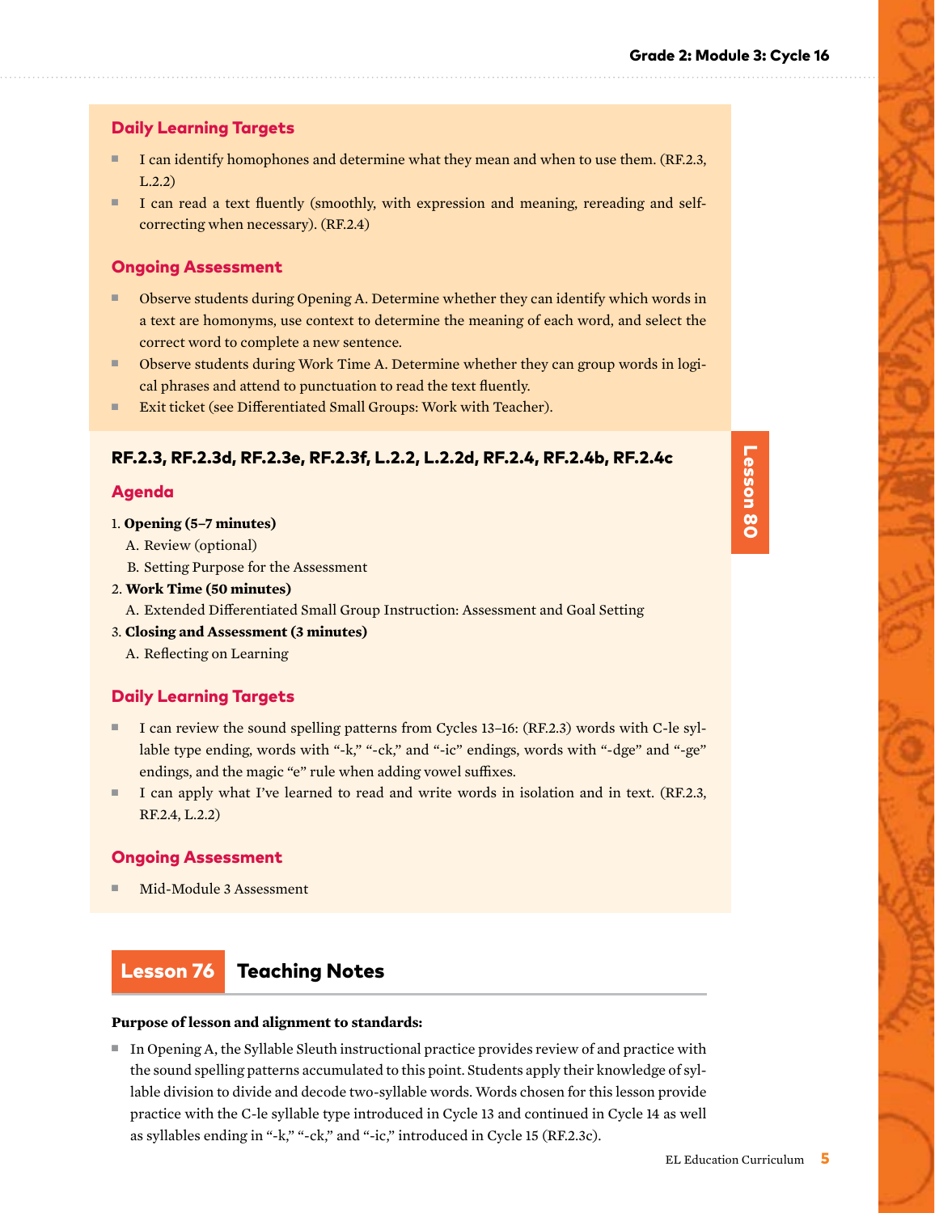### Daily Learning Targets

- I can identify homophones and determine what they mean and when to use them. (RF.2.3, L.2.2)
- I can read a text fluently (smoothly, with expression and meaning, rereading and self-correcting when necessary). (RF.2.4)

### Ongoing Assessment

- Observe students during Opening A. Determine whether they can identify which words in a text are homonyms, use context to determine the meaning of each word, and select the correct word to complete a new sentence.
- Observe students during Work Time A. Determine whether they can group words in logical phrases and attend to punctuation to read the text fluently.
- Exit ticket (see Differentiated Small Groups: Work with Teacher).

**Lesson 80**

#### RF.2.3, RF.2.3d, RF.2.3e, RF.2.3f, L.2.2, L.2.2d, RF.2.4, RF.2.4b, RF.2.4c

### Agenda

1. **Opening (5–7 minutes)**
   A. Review (optional)
   B. Setting Purpose for the Assessment
2. **Work Time (50 minutes)**
   A. Extended Differentiated Small Group Instruction: Assessment and Goal Setting
3. **Closing and Assessment (3 minutes)**
   A. Reflecting on Learning

### Daily Learning Targets

- I can review the sound spelling patterns from Cycles 13–16: (RF.2.3) words with C-le syllable type ending, words with "-k," "-ck," and "-ic" endings, words with "-dge" and "-ge" endings, and the magic "e" rule when adding vowel suffixes.
- I can apply what I've learned to read and write words in isolation and in text. (RF.2.3, RF.2.4, L.2.2)

### Ongoing Assessment

- Mid-Module 3 Assessment

## Lesson 76 Teaching Notes

**Purpose of lesson and alignment to standards:**

- In Opening A, the Syllable Sleuth instructional practice provides review of and practice with the sound spelling patterns accumulated to this point. Students apply their knowledge of syllable division to divide and decode two-syllable words. Words chosen for this lesson provide practice with the C-le syllable type introduced in Cycle 13 and continued in Cycle 14 as well as syllables ending in "-k," "-ck," and "-ic," introduced in Cycle 15 (RF.2.3c).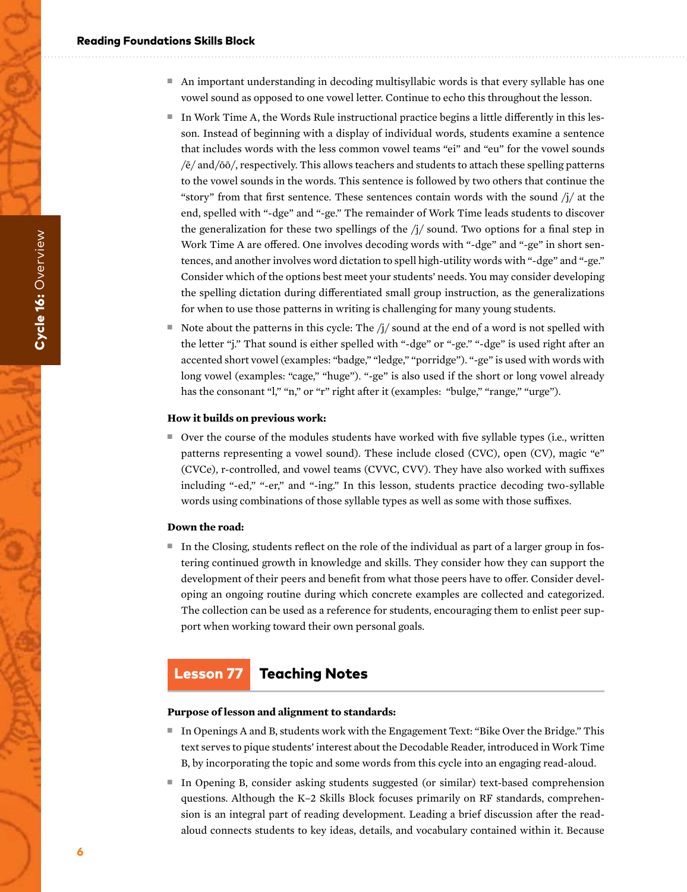- An important understanding in decoding multisyllabic words is that every syllable has one vowel sound as opposed to one vowel letter. Continue to echo this throughout the lesson.
- In Work Time A, the Words Rule instructional practice begins a little differently in this lesson. Instead of beginning with a display of individual words, students examine a sentence that includes words with the less common vowel teams "ei" and "eu" for the vowel sounds /ē/ and/ōō/, respectively. This allows teachers and students to attach these spelling patterns to the vowel sounds in the words. This sentence is followed by two others that continue the "story" from that first sentence. These sentences contain words with the sound /j/ at the end, spelled with "-dge" and "-ge." The remainder of Work Time leads students to discover the generalization for these two spellings of the /j/ sound. Two options for a final step in Work Time A are offered. One involves decoding words with "-dge" and "-ge" in short sentences, and another involves word dictation to spell high-utility words with "-dge" and "-ge." Consider which of the options best meet your students' needs. You may consider developing the spelling dictation during differentiated small group instruction, as the generalizations for when to use those patterns in writing is challenging for many young students.
- Note about the patterns in this cycle: The /j/ sound at the end of a word is not spelled with the letter "j." That sound is either spelled with "-dge" or "-ge." "-dge" is used right after an accented short vowel (examples: "badge," "ledge," "porridge"). "-ge" is used with words with long vowel (examples: "cage," "huge"). "-ge" is also used if the short or long vowel already has the consonant "l," "n," or "r" right after it (examples: "bulge," "range," "urge").

**How it builds on previous work:**

- Over the course of the modules students have worked with five syllable types (i.e., written patterns representing a vowel sound). These include closed (CVC), open (CV), magic "e" (CVCe), r-controlled, and vowel teams (CVVC, CVV). They have also worked with suffixes including "-ed," "-er," and "-ing." In this lesson, students practice decoding two-syllable words using combinations of those syllable types as well as some with those suffixes.

**Down the road:**

- In the Closing, students reflect on the role of the individual as part of a larger group in fostering continued growth in knowledge and skills. They consider how they can support the development of their peers and benefit from what those peers have to offer. Consider developing an ongoing routine during which concrete examples are collected and categorized. The collection can be used as a reference for students, encouraging them to enlist peer support when working toward their own personal goals.

## Lesson 77 Teaching Notes

**Purpose of lesson and alignment to standards:**

- In Openings A and B, students work with the Engagement Text: "Bike Over the Bridge." This text serves to pique students' interest about the Decodable Reader, introduced in Work Time B, by incorporating the topic and some words from this cycle into an engaging read-aloud.
- In Opening B, consider asking students suggested (or similar) text-based comprehension questions. Although the K–2 Skills Block focuses primarily on RF standards, comprehension is an integral part of reading development. Leading a brief discussion after the read-aloud connects students to key ideas, details, and vocabulary contained within it. Because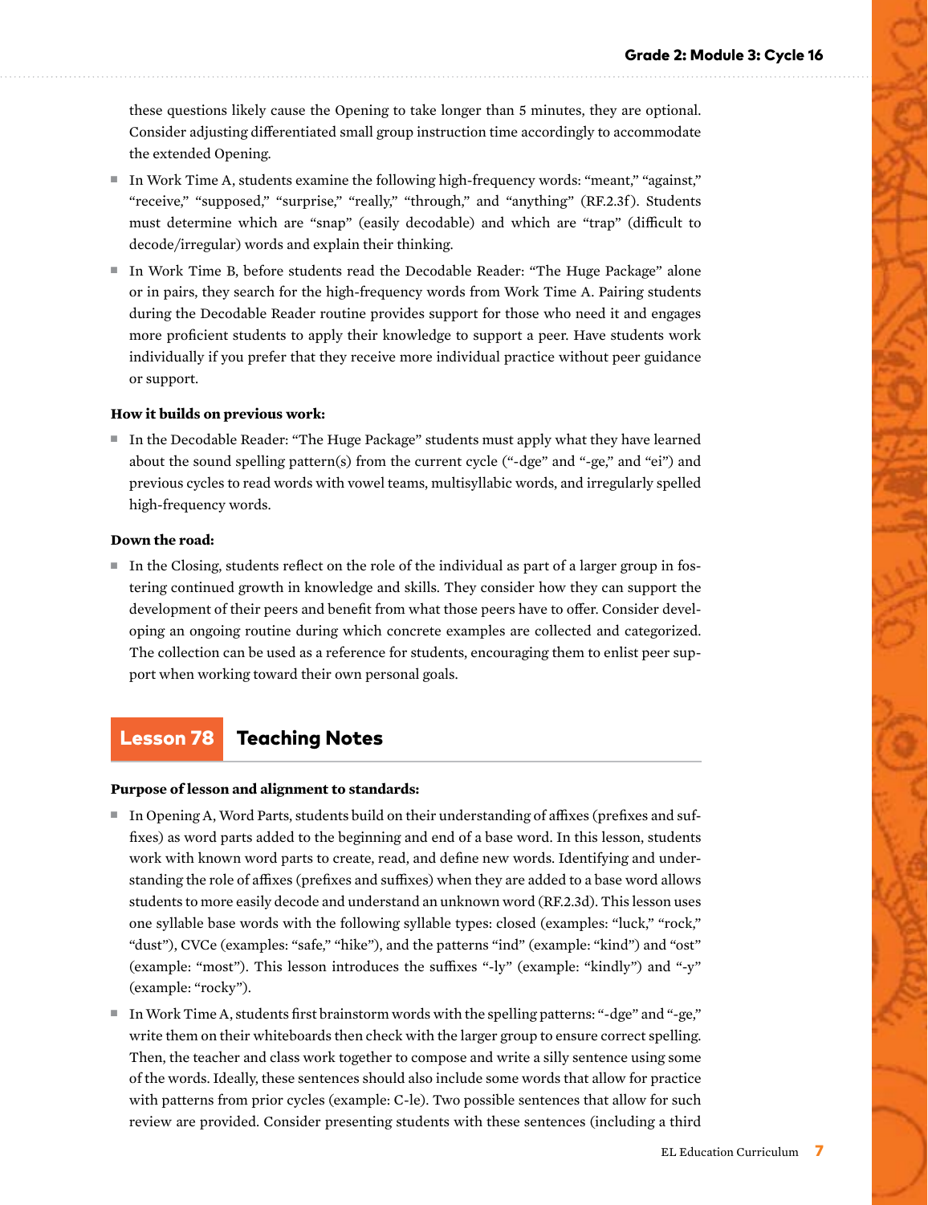these questions likely cause the Opening to take longer than 5 minutes, they are optional. Consider adjusting differentiated small group instruction time accordingly to accommodate the extended Opening.

- In Work Time A, students examine the following high-frequency words: "meant," "against," "receive," "supposed," "surprise," "really," "through," and "anything" (RF.2.3f). Students must determine which are "snap" (easily decodable) and which are "trap" (difficult to decode/irregular) words and explain their thinking.
- In Work Time B, before students read the Decodable Reader: "The Huge Package" alone or in pairs, they search for the high-frequency words from Work Time A. Pairing students during the Decodable Reader routine provides support for those who need it and engages more proficient students to apply their knowledge to support a peer. Have students work individually if you prefer that they receive more individual practice without peer guidance or support.

**How it builds on previous work:**

- In the Decodable Reader: "The Huge Package" students must apply what they have learned about the sound spelling pattern(s) from the current cycle ("-dge" and "-ge," and "ei") and previous cycles to read words with vowel teams, multisyllabic words, and irregularly spelled high-frequency words.

**Down the road:**

- In the Closing, students reflect on the role of the individual as part of a larger group in fostering continued growth in knowledge and skills. They consider how they can support the development of their peers and benefit from what those peers have to offer. Consider developing an ongoing routine during which concrete examples are collected and categorized. The collection can be used as a reference for students, encouraging them to enlist peer support when working toward their own personal goals.

## Lesson 78 Teaching Notes

**Purpose of lesson and alignment to standards:**

- In Opening A, Word Parts, students build on their understanding of affixes (prefixes and suffixes) as word parts added to the beginning and end of a base word. In this lesson, students work with known word parts to create, read, and define new words. Identifying and understanding the role of affixes (prefixes and suffixes) when they are added to a base word allows students to more easily decode and understand an unknown word (RF.2.3d). This lesson uses one syllable base words with the following syllable types: closed (examples: "luck," "rock," "dust"), CVCe (examples: "safe," "hike"), and the patterns "ind" (example: "kind") and "ost" (example: "most"). This lesson introduces the suffixes "-ly" (example: "kindly") and "-y" (example: "rocky").
- In Work Time A, students first brainstorm words with the spelling patterns: "-dge" and "-ge," write them on their whiteboards then check with the larger group to ensure correct spelling. Then, the teacher and class work together to compose and write a silly sentence using some of the words. Ideally, these sentences should also include some words that allow for practice with patterns from prior cycles (example: C-le). Two possible sentences that allow for such review are provided. Consider presenting students with these sentences (including a third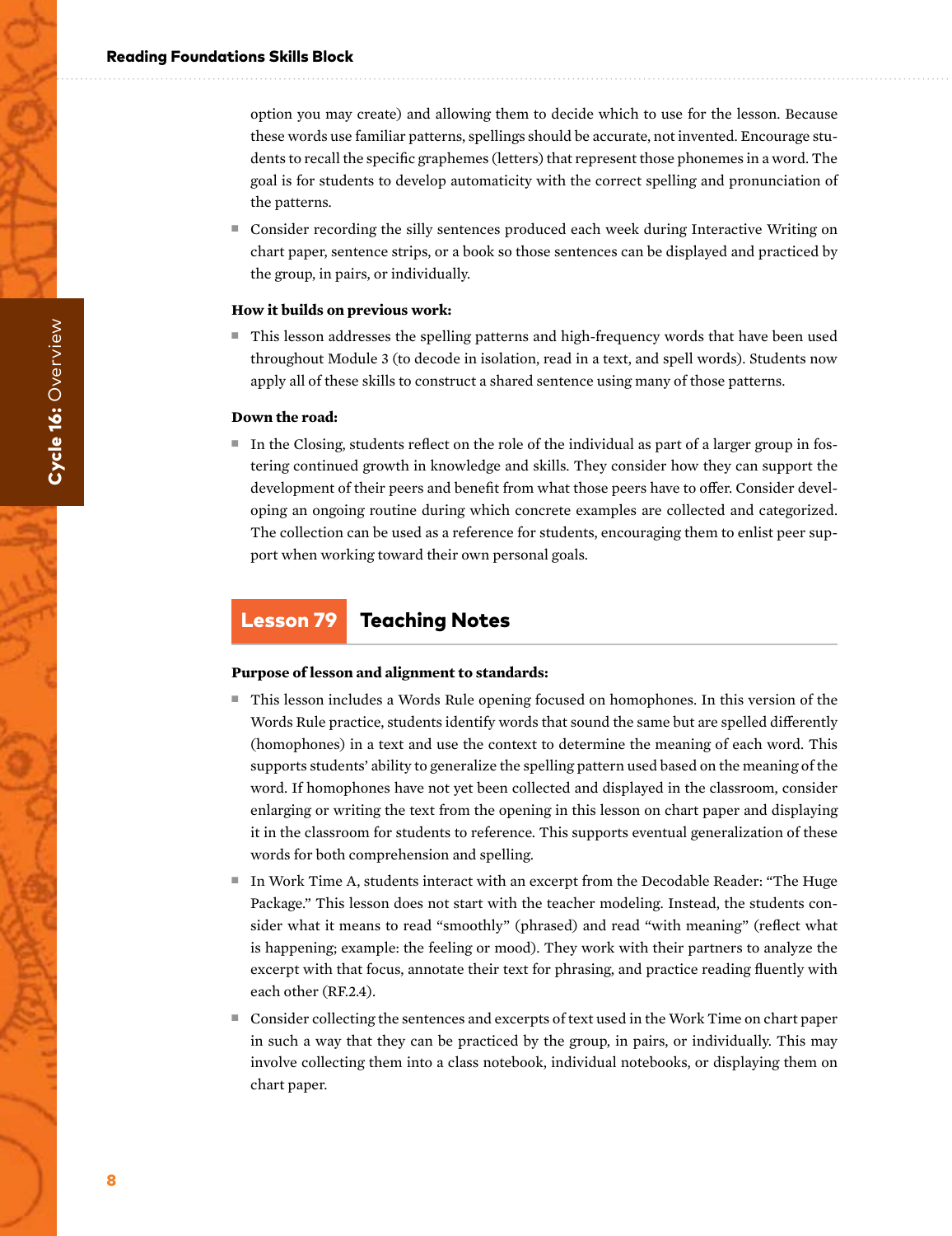option you may create) and allowing them to decide which to use for the lesson. Because these words use familiar patterns, spellings should be accurate, not invented. Encourage students to recall the specific graphemes (letters) that represent those phonemes in a word. The goal is for students to develop automaticity with the correct spelling and pronunciation of the patterns.

- Consider recording the silly sentences produced each week during Interactive Writing on chart paper, sentence strips, or a book so those sentences can be displayed and practiced by the group, in pairs, or individually.

**How it builds on previous work:**

- This lesson addresses the spelling patterns and high-frequency words that have been used throughout Module 3 (to decode in isolation, read in a text, and spell words). Students now apply all of these skills to construct a shared sentence using many of those patterns.

**Down the road:**

- In the Closing, students reflect on the role of the individual as part of a larger group in fostering continued growth in knowledge and skills. They consider how they can support the development of their peers and benefit from what those peers have to offer. Consider developing an ongoing routine during which concrete examples are collected and categorized. The collection can be used as a reference for students, encouraging them to enlist peer support when working toward their own personal goals.

## Lesson 79 Teaching Notes

**Purpose of lesson and alignment to standards:**

- This lesson includes a Words Rule opening focused on homophones. In this version of the Words Rule practice, students identify words that sound the same but are spelled differently (homophones) in a text and use the context to determine the meaning of each word. This supports students' ability to generalize the spelling pattern used based on the meaning of the word. If homophones have not yet been collected and displayed in the classroom, consider enlarging or writing the text from the opening in this lesson on chart paper and displaying it in the classroom for students to reference. This supports eventual generalization of these words for both comprehension and spelling.
- In Work Time A, students interact with an excerpt from the Decodable Reader: "The Huge Package." This lesson does not start with the teacher modeling. Instead, the students consider what it means to read "smoothly" (phrased) and read "with meaning" (reflect what is happening; example: the feeling or mood). They work with their partners to analyze the excerpt with that focus, annotate their text for phrasing, and practice reading fluently with each other (RF.2.4).
- Consider collecting the sentences and excerpts of text used in the Work Time on chart paper in such a way that they can be practiced by the group, in pairs, or individually. This may involve collecting them into a class notebook, individual notebooks, or displaying them on chart paper.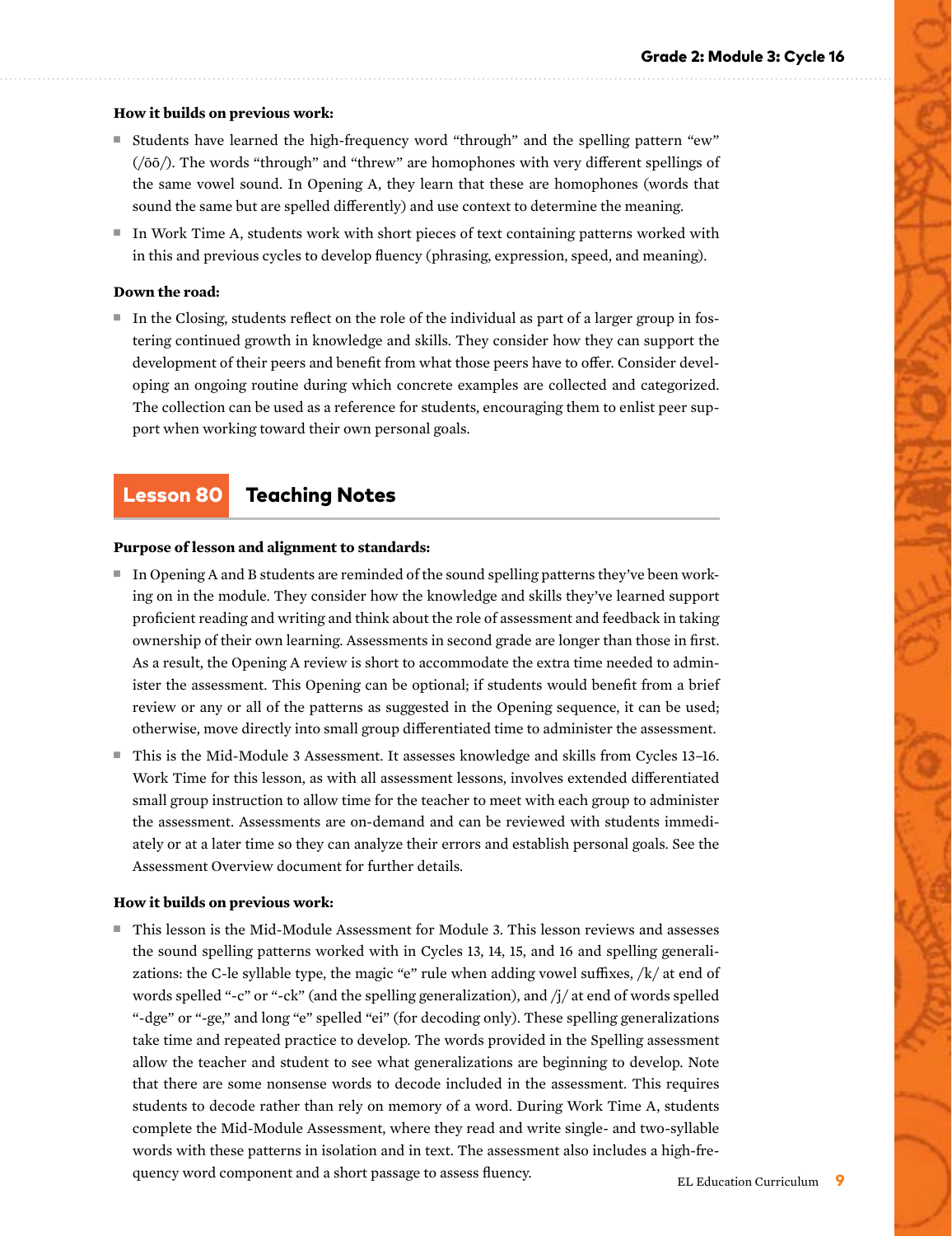**How it builds on previous work:**

- Students have learned the high-frequency word "through" and the spelling pattern "ew" (/ōō/). The words "through" and "threw" are homophones with very different spellings of the same vowel sound. In Opening A, they learn that these are homophones (words that sound the same but are spelled differently) and use context to determine the meaning.
- In Work Time A, students work with short pieces of text containing patterns worked with in this and previous cycles to develop fluency (phrasing, expression, speed, and meaning).

**Down the road:**

- In the Closing, students reflect on the role of the individual as part of a larger group in fostering continued growth in knowledge and skills. They consider how they can support the development of their peers and benefit from what those peers have to offer. Consider developing an ongoing routine during which concrete examples are collected and categorized. The collection can be used as a reference for students, encouraging them to enlist peer support when working toward their own personal goals.

## Lesson 80 Teaching Notes

**Purpose of lesson and alignment to standards:**

- In Opening A and B students are reminded of the sound spelling patterns they've been working on in the module. They consider how the knowledge and skills they've learned support proficient reading and writing and think about the role of assessment and feedback in taking ownership of their own learning. Assessments in second grade are longer than those in first. As a result, the Opening A review is short to accommodate the extra time needed to administer the assessment. This Opening can be optional; if students would benefit from a brief review or any or all of the patterns as suggested in the Opening sequence, it can be used; otherwise, move directly into small group differentiated time to administer the assessment.
- This is the Mid-Module 3 Assessment. It assesses knowledge and skills from Cycles 13–16. Work Time for this lesson, as with all assessment lessons, involves extended differentiated small group instruction to allow time for the teacher to meet with each group to administer the assessment. Assessments are on-demand and can be reviewed with students immediately or at a later time so they can analyze their errors and establish personal goals. See the Assessment Overview document for further details.

**How it builds on previous work:**

- This lesson is the Mid-Module Assessment for Module 3. This lesson reviews and assesses the sound spelling patterns worked with in Cycles 13, 14, 15, and 16 and spelling generalizations: the C-le syllable type, the magic "e" rule when adding vowel suffixes, /k/ at end of words spelled "-c" or "-ck" (and the spelling generalization), and /j/ at end of words spelled "-dge" or "-ge," and long "e" spelled "ei" (for decoding only). These spelling generalizations take time and repeated practice to develop. The words provided in the Spelling assessment allow the teacher and student to see what generalizations are beginning to develop. Note that there are some nonsense words to decode included in the assessment. This requires students to decode rather than rely on memory of a word. During Work Time A, students complete the Mid-Module Assessment, where they read and write single- and two-syllable words with these patterns in isolation and in text. The assessment also includes a high-frequency word component and a short passage to assess fluency.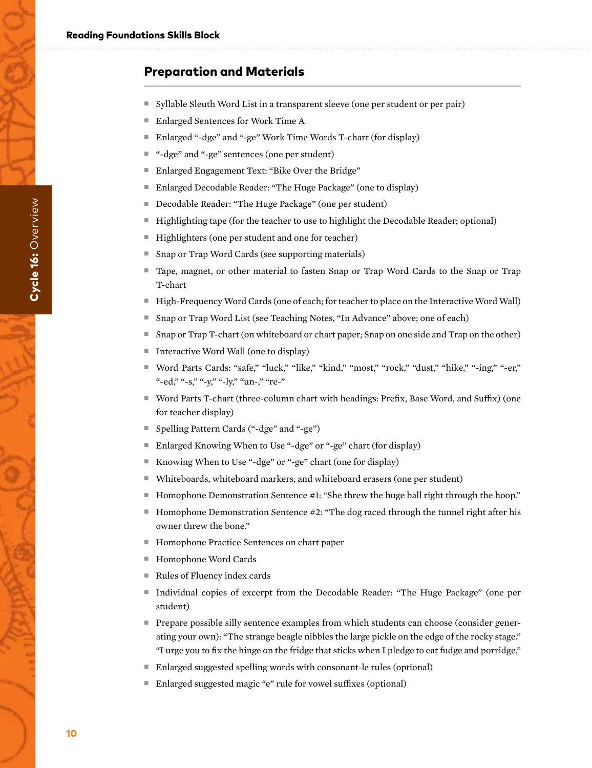## Preparation and Materials

- Syllable Sleuth Word List in a transparent sleeve (one per student or per pair)
- Enlarged Sentences for Work Time A
- Enlarged "-dge" and "-ge" Work Time Words T-chart (for display)
- "-dge" and "-ge" sentences (one per student)
- Enlarged Engagement Text: "Bike Over the Bridge"
- Enlarged Decodable Reader: "The Huge Package" (one to display)
- Decodable Reader: "The Huge Package" (one per student)
- Highlighting tape (for the teacher to use to highlight the Decodable Reader; optional)
- Highlighters (one per student and one for teacher)
- Snap or Trap Word Cards (see supporting materials)
- Tape, magnet, or other material to fasten Snap or Trap Word Cards to the Snap or Trap T-chart
- High-Frequency Word Cards (one of each; for teacher to place on the Interactive Word Wall)
- Snap or Trap Word List (see Teaching Notes, "In Advance" above; one of each)
- Snap or Trap T-chart (on whiteboard or chart paper; Snap on one side and Trap on the other)
- Interactive Word Wall (one to display)
- Word Parts Cards: "safe," "luck," "like," "kind," "most," "rock," "dust," "hike," "-ing," "-er," "-ed," "-s," "-y," "-ly," "un-," "re-"
- Word Parts T-chart (three-column chart with headings: Prefix, Base Word, and Suffix) (one for teacher display)
- Spelling Pattern Cards ("-dge" and "-ge")
- Enlarged Knowing When to Use "-dge" or "-ge" chart (for display)
- Knowing When to Use "-dge" or "-ge" chart (one for display)
- Whiteboards, whiteboard markers, and whiteboard erasers (one per student)
- Homophone Demonstration Sentence #1: "She threw the huge ball right through the hoop."
- Homophone Demonstration Sentence #2: "The dog raced through the tunnel right after his owner threw the bone."
- Homophone Practice Sentences on chart paper
- Homophone Word Cards
- Rules of Fluency index cards
- Individual copies of excerpt from the Decodable Reader: "The Huge Package" (one per student)
- Prepare possible silly sentence examples from which students can choose (consider generating your own): "The strange beagle nibbles the large pickle on the edge of the rocky stage." "I urge you to fix the hinge on the fridge that sticks when I pledge to eat fudge and porridge."
- Enlarged suggested spelling words with consonant-le rules (optional)
- Enlarged suggested magic "e" rule for vowel suffixes (optional)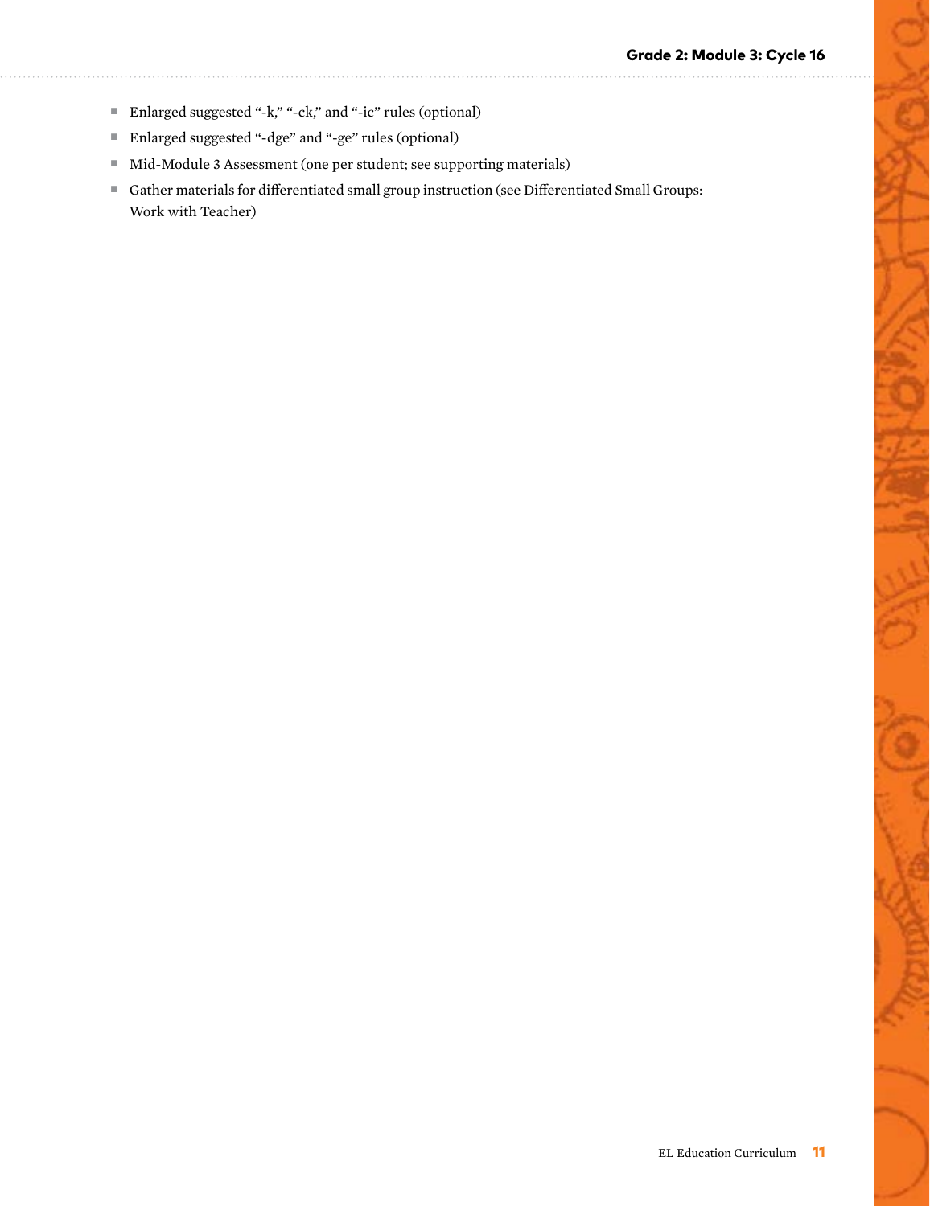- Enlarged suggested “-k,” “-ck,” and “-ic” rules (optional)
- Enlarged suggested “-dge” and “-ge” rules (optional)
- Mid-Module 3 Assessment (one per student; see supporting materials)
- Gather materials for differentiated small group instruction (see Differentiated Small Groups: Work with Teacher)